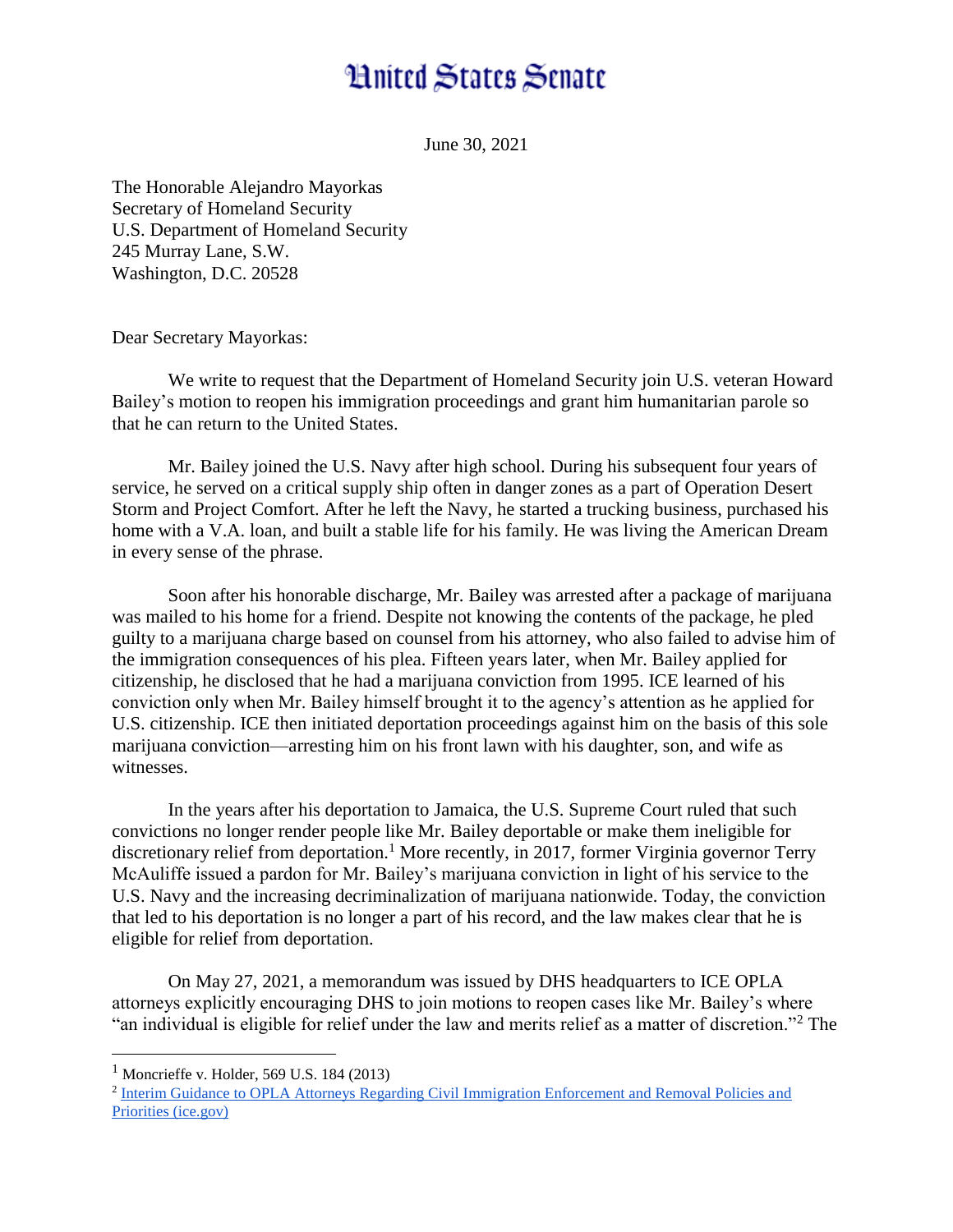# United States Senate

June 30, 2021

The Honorable Alejandro Mayorkas
Secretary of Homeland Security
U.S. Department of Homeland Security
245 Murray Lane, S.W.
Washington, D.C. 20528

Dear Secretary Mayorkas:

We write to request that the Department of Homeland Security join U.S. veteran Howard Bailey's motion to reopen his immigration proceedings and grant him humanitarian parole so that he can return to the United States.

Mr. Bailey joined the U.S. Navy after high school. During his subsequent four years of service, he served on a critical supply ship often in danger zones as a part of Operation Desert Storm and Project Comfort. After he left the Navy, he started a trucking business, purchased his home with a V.A. loan, and built a stable life for his family. He was living the American Dream in every sense of the phrase.

Soon after his honorable discharge, Mr. Bailey was arrested after a package of marijuana was mailed to his home for a friend. Despite not knowing the contents of the package, he pled guilty to a marijuana charge based on counsel from his attorney, who also failed to advise him of the immigration consequences of his plea. Fifteen years later, when Mr. Bailey applied for citizenship, he disclosed that he had a marijuana conviction from 1995. ICE learned of his conviction only when Mr. Bailey himself brought it to the agency's attention as he applied for U.S. citizenship. ICE then initiated deportation proceedings against him on the basis of this sole marijuana conviction—arresting him on his front lawn with his daughter, son, and wife as witnesses.

In the years after his deportation to Jamaica, the U.S. Supreme Court ruled that such convictions no longer render people like Mr. Bailey deportable or make them ineligible for discretionary relief from deportation.[1] More recently, in 2017, former Virginia governor Terry McAuliffe issued a pardon for Mr. Bailey's marijuana conviction in light of his service to the U.S. Navy and the increasing decriminalization of marijuana nationwide. Today, the conviction that led to his deportation is no longer a part of his record, and the law makes clear that he is eligible for relief from deportation.

On May 27, 2021, a memorandum was issued by DHS headquarters to ICE OPLA attorneys explicitly encouraging DHS to join motions to reopen cases like Mr. Bailey's where "an individual is eligible for relief under the law and merits relief as a matter of discretion."[2] The

---

[1] Moncrieffe v. Holder, 569 U.S. 184 (2013)

[2] [Interim Guidance to OPLA Attorneys Regarding Civil Immigration Enforcement and Removal Policies and Priorities (ice.gov)]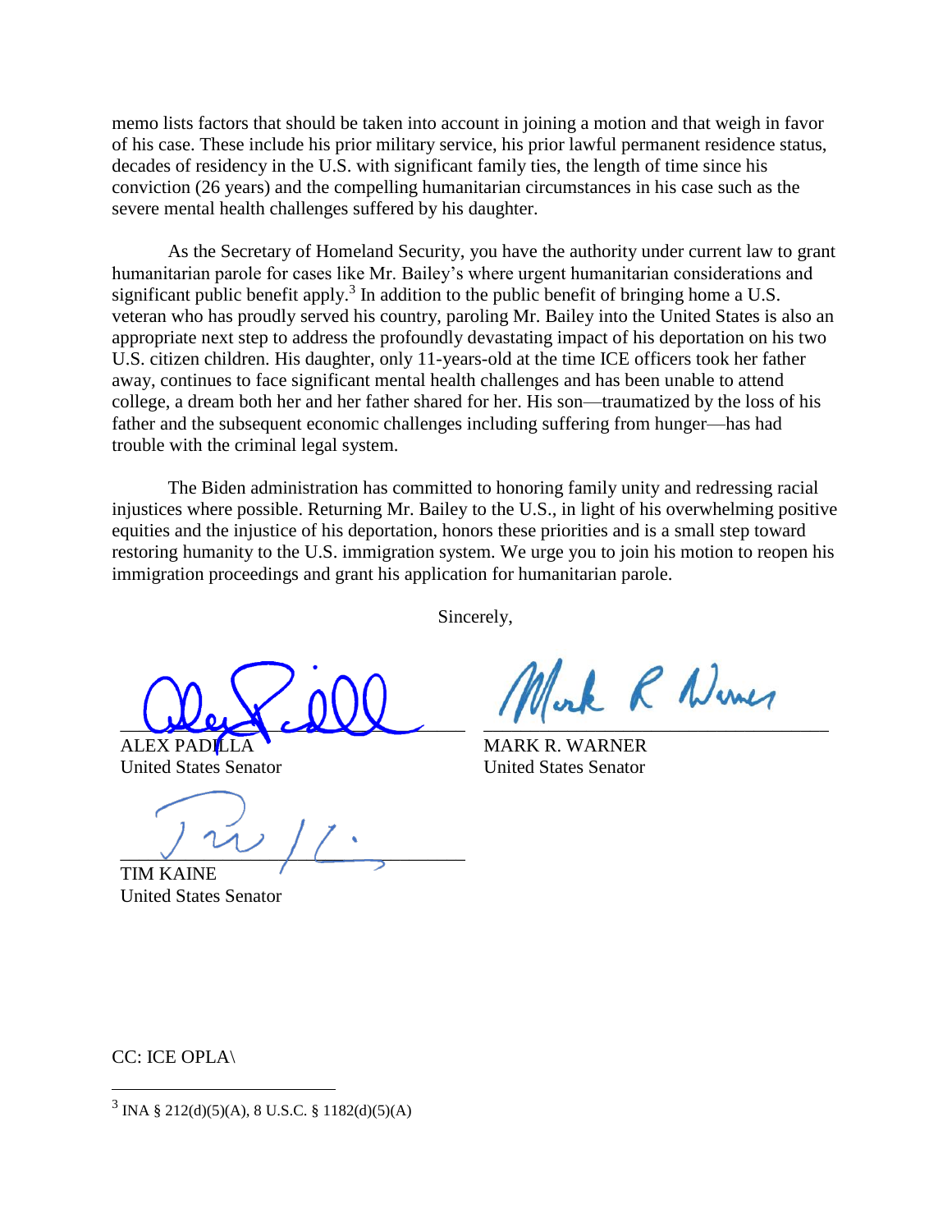memo lists factors that should be taken into account in joining a motion and that weigh in favor of his case. These include his prior military service, his prior lawful permanent residence status, decades of residency in the U.S. with significant family ties, the length of time since his conviction (26 years) and the compelling humanitarian circumstances in his case such as the severe mental health challenges suffered by his daughter.

As the Secretary of Homeland Security, you have the authority under current law to grant humanitarian parole for cases like Mr. Bailey's where urgent humanitarian considerations and significant public benefit apply.[3] In addition to the public benefit of bringing home a U.S. veteran who has proudly served his country, paroling Mr. Bailey into the United States is also an appropriate next step to address the profoundly devastating impact of his deportation on his two U.S. citizen children. His daughter, only 11-years-old at the time ICE officers took her father away, continues to face significant mental health challenges and has been unable to attend college, a dream both her and her father shared for her. His son—traumatized by the loss of his father and the subsequent economic challenges including suffering from hunger—has had trouble with the criminal legal system.

The Biden administration has committed to honoring family unity and redressing racial injustices where possible. Returning Mr. Bailey to the U.S., in light of his overwhelming positive equities and the injustice of his deportation, honors these priorities and is a small step toward restoring humanity to the U.S. immigration system. We urge you to join his motion to reopen his immigration proceedings and grant his application for humanitarian parole.

Sincerely,

ALEX PADILLA
United States Senator

MARK R. WARNER
United States Senator

TIM KAINE
United States Senator

CC: ICE OPLA\

[3] INA § 212(d)(5)(A), 8 U.S.C. § 1182(d)(5)(A)